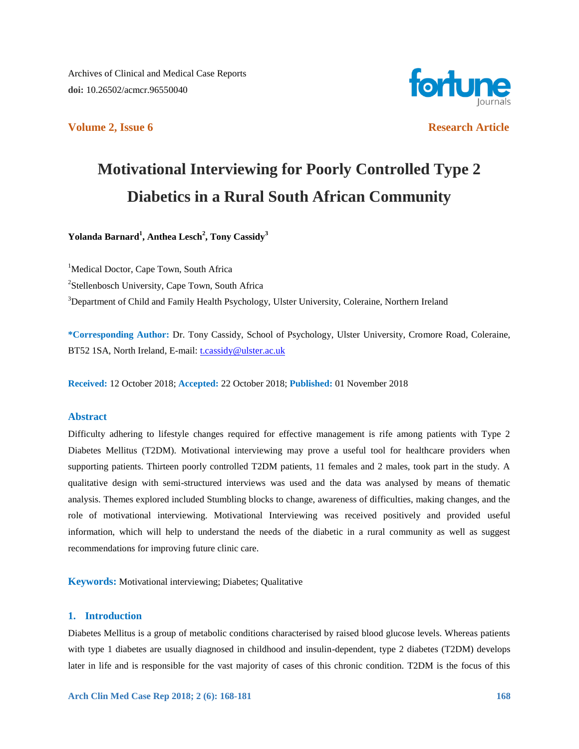Archives of Clinical and Medical Case Reports
**doi:** 10.26502/acmcr.96550040

**Volume 2, Issue 6** **Research Article**

# Motivational Interviewing for Poorly Controlled Type 2 Diabetics in a Rural South African Community

**Yolanda Barnard[1], Anthea Lesch[2], Tony Cassidy[3]**

[1]Medical Doctor, Cape Town, South Africa
[2]Stellenbosch University, Cape Town, South Africa
[3]Department of Child and Family Health Psychology, Ulster University, Coleraine, Northern Ireland

**\*Corresponding Author:** Dr. Tony Cassidy, School of Psychology, Ulster University, Cromore Road, Coleraine, BT52 1SA, North Ireland, E-mail: t.cassidy@ulster.ac.uk

**Received:** 12 October 2018; **Accepted:** 22 October 2018; **Published:** 01 November 2018

## Abstract

Difficulty adhering to lifestyle changes required for effective management is rife among patients with Type 2 Diabetes Mellitus (T2DM). Motivational interviewing may prove a useful tool for healthcare providers when supporting patients. Thirteen poorly controlled T2DM patients, 11 females and 2 males, took part in the study. A qualitative design with semi-structured interviews was used and the data was analysed by means of thematic analysis. Themes explored included Stumbling blocks to change, awareness of difficulties, making changes, and the role of motivational interviewing. Motivational Interviewing was received positively and provided useful information, which will help to understand the needs of the diabetic in a rural community as well as suggest recommendations for improving future clinic care.

**Keywords:** Motivational interviewing; Diabetes; Qualitative

## 1. Introduction

Diabetes Mellitus is a group of metabolic conditions characterised by raised blood glucose levels. Whereas patients with type 1 diabetes are usually diagnosed in childhood and insulin-dependent, type 2 diabetes (T2DM) develops later in life and is responsible for the vast majority of cases of this chronic condition. T2DM is the focus of this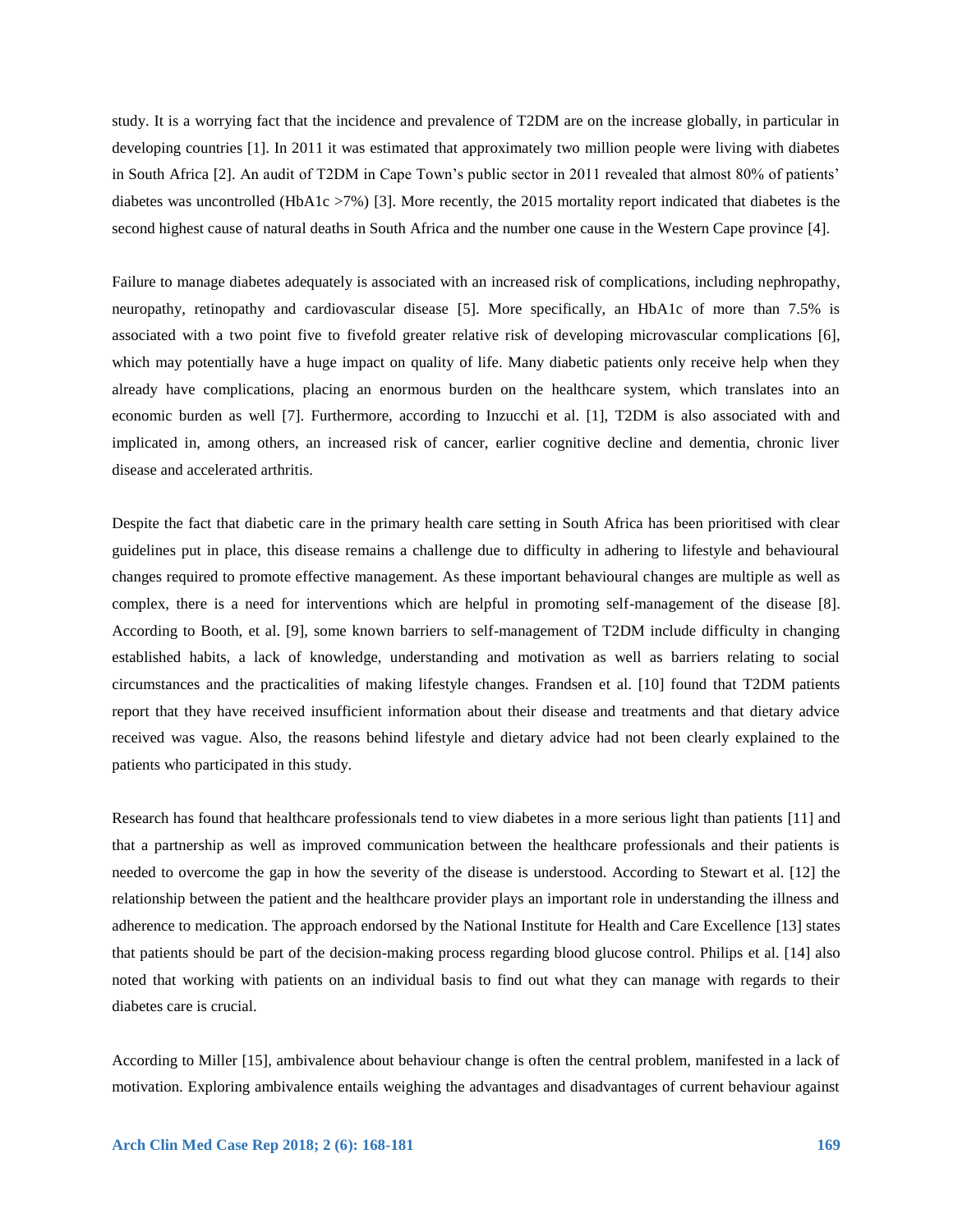study. It is a worrying fact that the incidence and prevalence of T2DM are on the increase globally, in particular in developing countries [1]. In 2011 it was estimated that approximately two million people were living with diabetes in South Africa [2]. An audit of T2DM in Cape Town's public sector in 2011 revealed that almost 80% of patients' diabetes was uncontrolled (HbA1c >7%) [3]. More recently, the 2015 mortality report indicated that diabetes is the second highest cause of natural deaths in South Africa and the number one cause in the Western Cape province [4].

Failure to manage diabetes adequately is associated with an increased risk of complications, including nephropathy, neuropathy, retinopathy and cardiovascular disease [5]. More specifically, an HbA1c of more than 7.5% is associated with a two point five to fivefold greater relative risk of developing microvascular complications [6], which may potentially have a huge impact on quality of life. Many diabetic patients only receive help when they already have complications, placing an enormous burden on the healthcare system, which translates into an economic burden as well [7]. Furthermore, according to Inzucchi et al. [1], T2DM is also associated with and implicated in, among others, an increased risk of cancer, earlier cognitive decline and dementia, chronic liver disease and accelerated arthritis.

Despite the fact that diabetic care in the primary health care setting in South Africa has been prioritised with clear guidelines put in place, this disease remains a challenge due to difficulty in adhering to lifestyle and behavioural changes required to promote effective management. As these important behavioural changes are multiple as well as complex, there is a need for interventions which are helpful in promoting self-management of the disease [8]. According to Booth, et al. [9], some known barriers to self-management of T2DM include difficulty in changing established habits, a lack of knowledge, understanding and motivation as well as barriers relating to social circumstances and the practicalities of making lifestyle changes. Frandsen et al. [10] found that T2DM patients report that they have received insufficient information about their disease and treatments and that dietary advice received was vague. Also, the reasons behind lifestyle and dietary advice had not been clearly explained to the patients who participated in this study.

Research has found that healthcare professionals tend to view diabetes in a more serious light than patients [11] and that a partnership as well as improved communication between the healthcare professionals and their patients is needed to overcome the gap in how the severity of the disease is understood. According to Stewart et al. [12] the relationship between the patient and the healthcare provider plays an important role in understanding the illness and adherence to medication. The approach endorsed by the National Institute for Health and Care Excellence [13] states that patients should be part of the decision-making process regarding blood glucose control. Philips et al. [14] also noted that working with patients on an individual basis to find out what they can manage with regards to their diabetes care is crucial.

According to Miller [15], ambivalence about behaviour change is often the central problem, manifested in a lack of motivation. Exploring ambivalence entails weighing the advantages and disadvantages of current behaviour against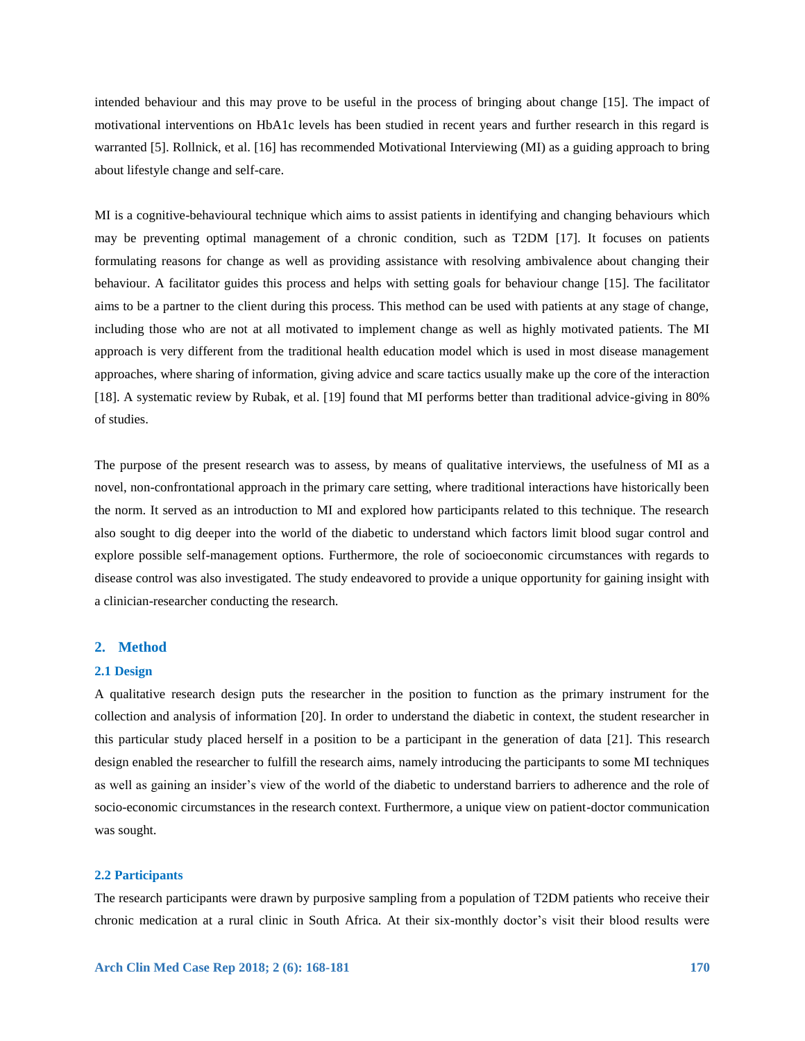intended behaviour and this may prove to be useful in the process of bringing about change [15]. The impact of motivational interventions on HbA1c levels has been studied in recent years and further research in this regard is warranted [5]. Rollnick, et al. [16] has recommended Motivational Interviewing (MI) as a guiding approach to bring about lifestyle change and self-care.

MI is a cognitive-behavioural technique which aims to assist patients in identifying and changing behaviours which may be preventing optimal management of a chronic condition, such as T2DM [17]. It focuses on patients formulating reasons for change as well as providing assistance with resolving ambivalence about changing their behaviour. A facilitator guides this process and helps with setting goals for behaviour change [15]. The facilitator aims to be a partner to the client during this process. This method can be used with patients at any stage of change, including those who are not at all motivated to implement change as well as highly motivated patients. The MI approach is very different from the traditional health education model which is used in most disease management approaches, where sharing of information, giving advice and scare tactics usually make up the core of the interaction [18]. A systematic review by Rubak, et al. [19] found that MI performs better than traditional advice-giving in 80% of studies.

The purpose of the present research was to assess, by means of qualitative interviews, the usefulness of MI as a novel, non-confrontational approach in the primary care setting, where traditional interactions have historically been the norm. It served as an introduction to MI and explored how participants related to this technique. The research also sought to dig deeper into the world of the diabetic to understand which factors limit blood sugar control and explore possible self-management options. Furthermore, the role of socioeconomic circumstances with regards to disease control was also investigated. The study endeavored to provide a unique opportunity for gaining insight with a clinician-researcher conducting the research.

## 2. Method

### 2.1 Design

A qualitative research design puts the researcher in the position to function as the primary instrument for the collection and analysis of information [20]. In order to understand the diabetic in context, the student researcher in this particular study placed herself in a position to be a participant in the generation of data [21]. This research design enabled the researcher to fulfill the research aims, namely introducing the participants to some MI techniques as well as gaining an insider's view of the world of the diabetic to understand barriers to adherence and the role of socio-economic circumstances in the research context. Furthermore, a unique view on patient-doctor communication was sought.

### 2.2 Participants

The research participants were drawn by purposive sampling from a population of T2DM patients who receive their chronic medication at a rural clinic in South Africa. At their six-monthly doctor's visit their blood results were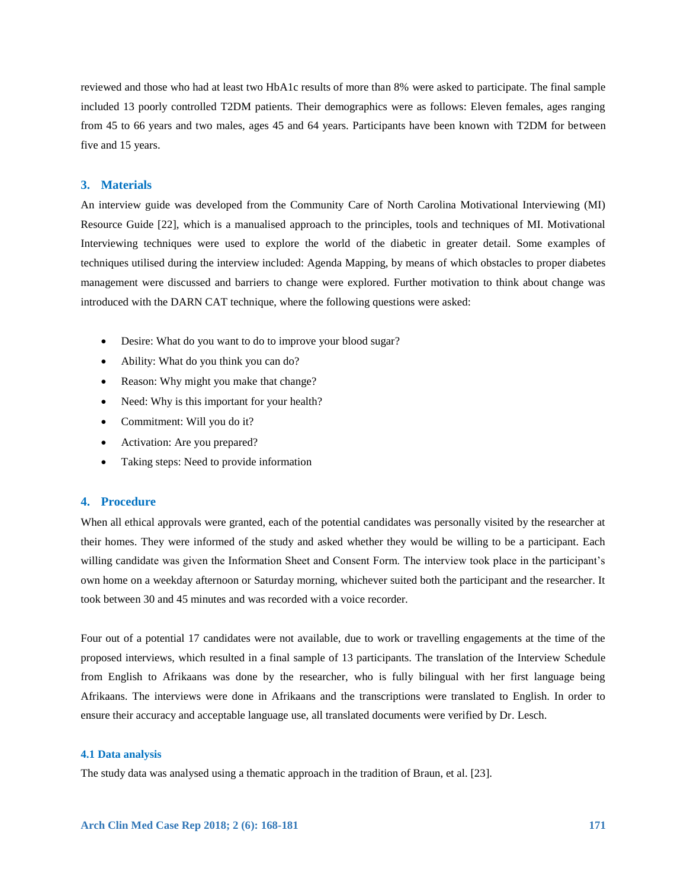reviewed and those who had at least two HbA1c results of more than 8% were asked to participate. The final sample included 13 poorly controlled T2DM patients. Their demographics were as follows: Eleven females, ages ranging from 45 to 66 years and two males, ages 45 and 64 years. Participants have been known with T2DM for between five and 15 years.

## 3. Materials

An interview guide was developed from the Community Care of North Carolina Motivational Interviewing (MI) Resource Guide [22], which is a manualised approach to the principles, tools and techniques of MI. Motivational Interviewing techniques were used to explore the world of the diabetic in greater detail. Some examples of techniques utilised during the interview included: Agenda Mapping, by means of which obstacles to proper diabetes management were discussed and barriers to change were explored. Further motivation to think about change was introduced with the DARN CAT technique, where the following questions were asked:

- Desire: What do you want to do to improve your blood sugar?
- Ability: What do you think you can do?
- Reason: Why might you make that change?
- Need: Why is this important for your health?
- Commitment: Will you do it?
- Activation: Are you prepared?
- Taking steps: Need to provide information

## 4. Procedure

When all ethical approvals were granted, each of the potential candidates was personally visited by the researcher at their homes. They were informed of the study and asked whether they would be willing to be a participant. Each willing candidate was given the Information Sheet and Consent Form. The interview took place in the participant's own home on a weekday afternoon or Saturday morning, whichever suited both the participant and the researcher. It took between 30 and 45 minutes and was recorded with a voice recorder.

Four out of a potential 17 candidates were not available, due to work or travelling engagements at the time of the proposed interviews, which resulted in a final sample of 13 participants. The translation of the Interview Schedule from English to Afrikaans was done by the researcher, who is fully bilingual with her first language being Afrikaans. The interviews were done in Afrikaans and the transcriptions were translated to English. In order to ensure their accuracy and acceptable language use, all translated documents were verified by Dr. Lesch.

### 4.1 Data analysis

The study data was analysed using a thematic approach in the tradition of Braun, et al. [23].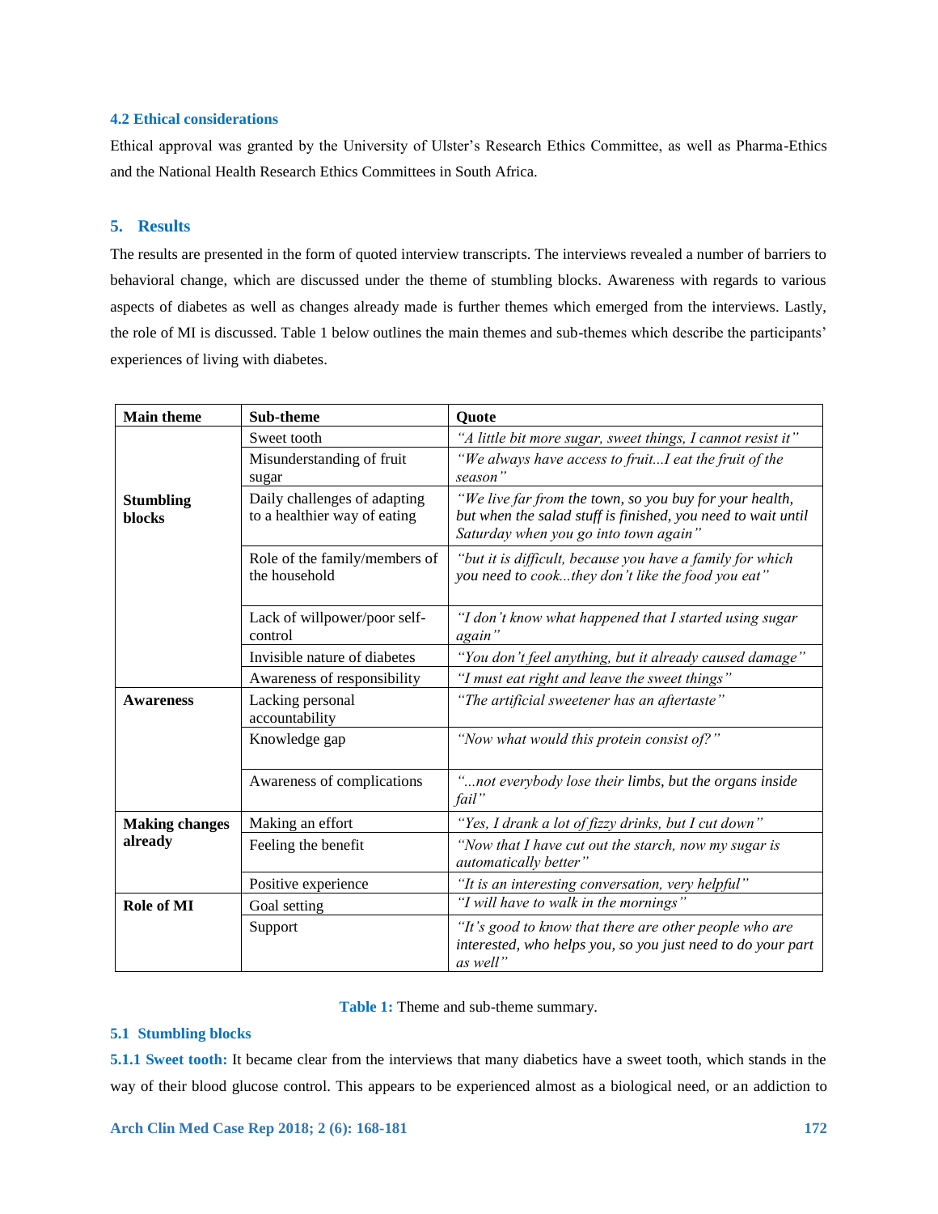### 4.2 Ethical considerations

Ethical approval was granted by the University of Ulster's Research Ethics Committee, as well as Pharma-Ethics and the National Health Research Ethics Committees in South Africa.

## 5. Results

The results are presented in the form of quoted interview transcripts. The interviews revealed a number of barriers to behavioral change, which are discussed under the theme of stumbling blocks. Awareness with regards to various aspects of diabetes as well as changes already made is further themes which emerged from the interviews. Lastly, the role of MI is discussed. Table 1 below outlines the main themes and sub-themes which describe the participants' experiences of living with diabetes.

| Main theme | Sub-theme | Quote |
| --- | --- | --- |
| **Stumbling blocks** | Sweet tooth | *"A little bit more sugar, sweet things, I cannot resist it"* |
| | Misunderstanding of fruit sugar | *"We always have access to fruit...I eat the fruit of the season"* |
| | Daily challenges of adapting to a healthier way of eating | *"We live far from the town, so you buy for your health, but when the salad stuff is finished, you need to wait until Saturday when you go into town again"* |
| | Role of the family/members of the household | *"but it is difficult, because you have a family for which you need to cook...they don't like the food you eat"* |
| | Lack of willpower/poor self-control | *"I don't know what happened that I started using sugar again"* |
| | Invisible nature of diabetes | *"You don't feel anything, but it already caused damage"* |
| **Awareness** | Awareness of responsibility | *"I must eat right and leave the sweet things"* |
| | Lacking personal accountability | *"The artificial sweetener has an aftertaste"* |
| | Knowledge gap | *"Now what would this protein consist of?"* |
| | Awareness of complications | *"...not everybody lose their limbs, but the organs inside fail"* |
| **Making changes already** | Making an effort | *"Yes, I drank a lot of fizzy drinks, but I cut down"* |
| | Feeling the benefit | *"Now that I have cut out the starch, now my sugar is automatically better"* |
| | Positive experience | *"It is an interesting conversation, very helpful"* |
| **Role of MI** | Goal setting | *"I will have to walk in the mornings"* |
| | Support | *"It's good to know that there are other people who are interested, who helps you, so you just need to do your part as well"* |

**Table 1:** Theme and sub-theme summary.

### 5.1 Stumbling blocks

**5.1.1 Sweet tooth:** It became clear from the interviews that many diabetics have a sweet tooth, which stands in the way of their blood glucose control. This appears to be experienced almost as a biological need, or an addiction to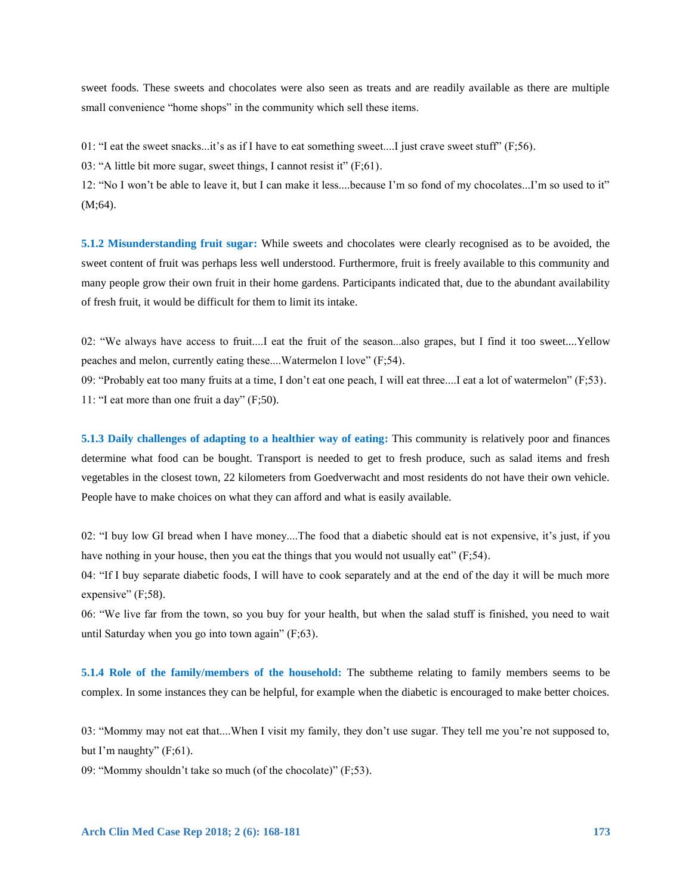sweet foods. These sweets and chocolates were also seen as treats and are readily available as there are multiple small convenience "home shops" in the community which sell these items.

01: "I eat the sweet snacks...it's as if I have to eat something sweet....I just crave sweet stuff" (F;56).

03: "A little bit more sugar, sweet things, I cannot resist it" (F;61).

12: "No I won't be able to leave it, but I can make it less....because I'm so fond of my chocolates...I'm so used to it" (M;64).

**5.1.2 Misunderstanding fruit sugar:** While sweets and chocolates were clearly recognised as to be avoided, the sweet content of fruit was perhaps less well understood. Furthermore, fruit is freely available to this community and many people grow their own fruit in their home gardens. Participants indicated that, due to the abundant availability of fresh fruit, it would be difficult for them to limit its intake.

02: "We always have access to fruit....I eat the fruit of the season...also grapes, but I find it too sweet....Yellow peaches and melon, currently eating these....Watermelon I love" (F;54).

09: "Probably eat too many fruits at a time, I don't eat one peach, I will eat three....I eat a lot of watermelon" (F;53).

11: "I eat more than one fruit a day" (F;50).

**5.1.3 Daily challenges of adapting to a healthier way of eating:** This community is relatively poor and finances determine what food can be bought. Transport is needed to get to fresh produce, such as salad items and fresh vegetables in the closest town, 22 kilometers from Goedverwacht and most residents do not have their own vehicle. People have to make choices on what they can afford and what is easily available.

02: "I buy low GI bread when I have money....The food that a diabetic should eat is not expensive, it's just, if you have nothing in your house, then you eat the things that you would not usually eat" (F;54).

04: "If I buy separate diabetic foods, I will have to cook separately and at the end of the day it will be much more expensive" (F;58).

06: "We live far from the town, so you buy for your health, but when the salad stuff is finished, you need to wait until Saturday when you go into town again" (F;63).

**5.1.4 Role of the family/members of the household:** The subtheme relating to family members seems to be complex. In some instances they can be helpful, for example when the diabetic is encouraged to make better choices.

03: "Mommy may not eat that....When I visit my family, they don't use sugar. They tell me you're not supposed to, but I'm naughty" (F;61).

09: "Mommy shouldn't take so much (of the chocolate)" (F;53).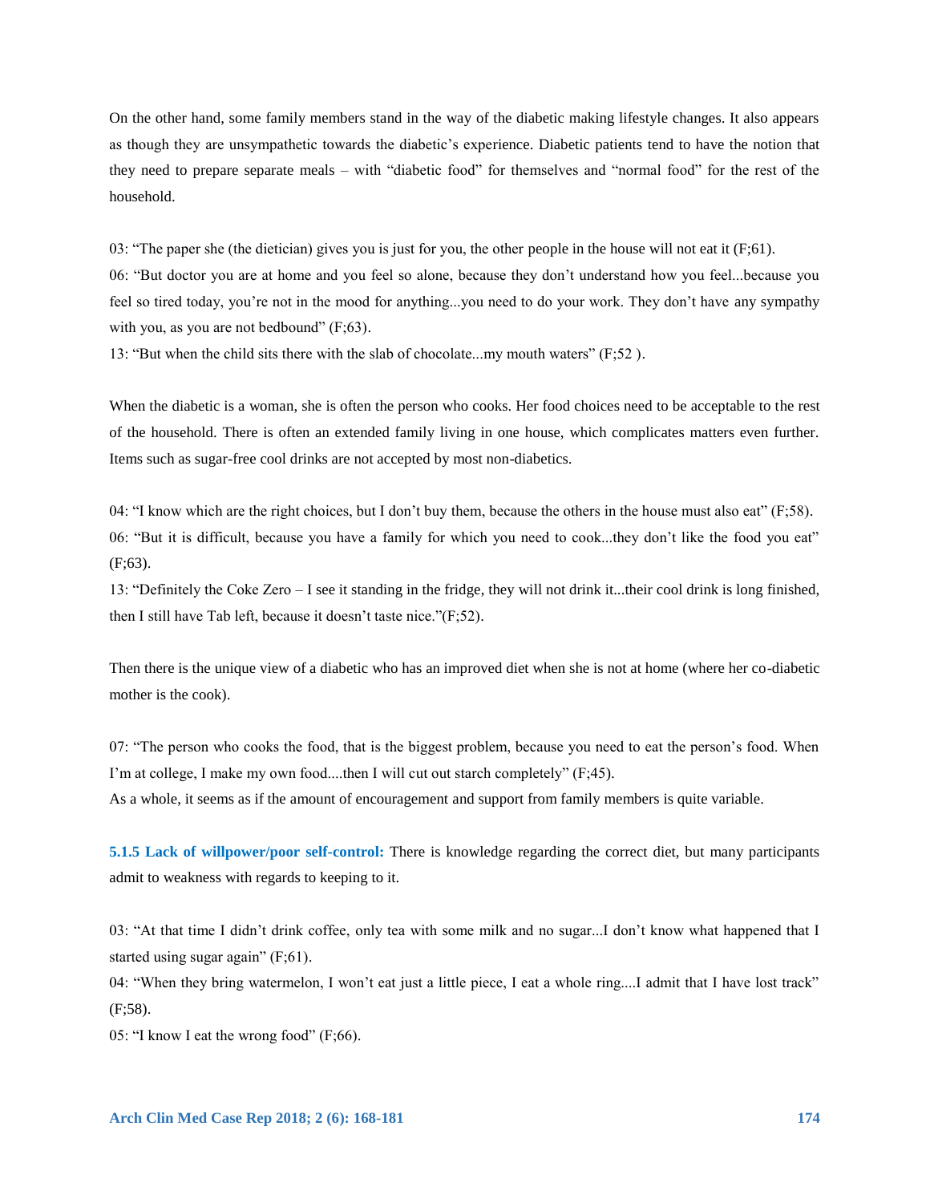On the other hand, some family members stand in the way of the diabetic making lifestyle changes. It also appears as though they are unsympathetic towards the diabetic's experience. Diabetic patients tend to have the notion that they need to prepare separate meals – with "diabetic food" for themselves and "normal food" for the rest of the household.

03: "The paper she (the dietician) gives you is just for you, the other people in the house will not eat it (F;61).
06: "But doctor you are at home and you feel so alone, because they don't understand how you feel...because you feel so tired today, you're not in the mood for anything...you need to do your work. They don't have any sympathy with you, as you are not bedbound" (F;63).
13: "But when the child sits there with the slab of chocolate...my mouth waters" (F;52 ).

When the diabetic is a woman, she is often the person who cooks. Her food choices need to be acceptable to the rest of the household. There is often an extended family living in one house, which complicates matters even further. Items such as sugar-free cool drinks are not accepted by most non-diabetics.

04: "I know which are the right choices, but I don't buy them, because the others in the house must also eat" (F;58).
06: "But it is difficult, because you have a family for which you need to cook...they don't like the food you eat" (F;63).
13: "Definitely the Coke Zero – I see it standing in the fridge, they will not drink it...their cool drink is long finished, then I still have Tab left, because it doesn't taste nice."(F;52).

Then there is the unique view of a diabetic who has an improved diet when she is not at home (where her co-diabetic mother is the cook).

07: "The person who cooks the food, that is the biggest problem, because you need to eat the person's food. When I'm at college, I make my own food....then I will cut out starch completely" (F;45).
As a whole, it seems as if the amount of encouragement and support from family members is quite variable.

**5.1.5 Lack of willpower/poor self-control:** There is knowledge regarding the correct diet, but many participants admit to weakness with regards to keeping to it.

03: "At that time I didn't drink coffee, only tea with some milk and no sugar...I don't know what happened that I started using sugar again" (F;61).
04: "When they bring watermelon, I won't eat just a little piece, I eat a whole ring....I admit that I have lost track" (F;58).
05: "I know I eat the wrong food" (F;66).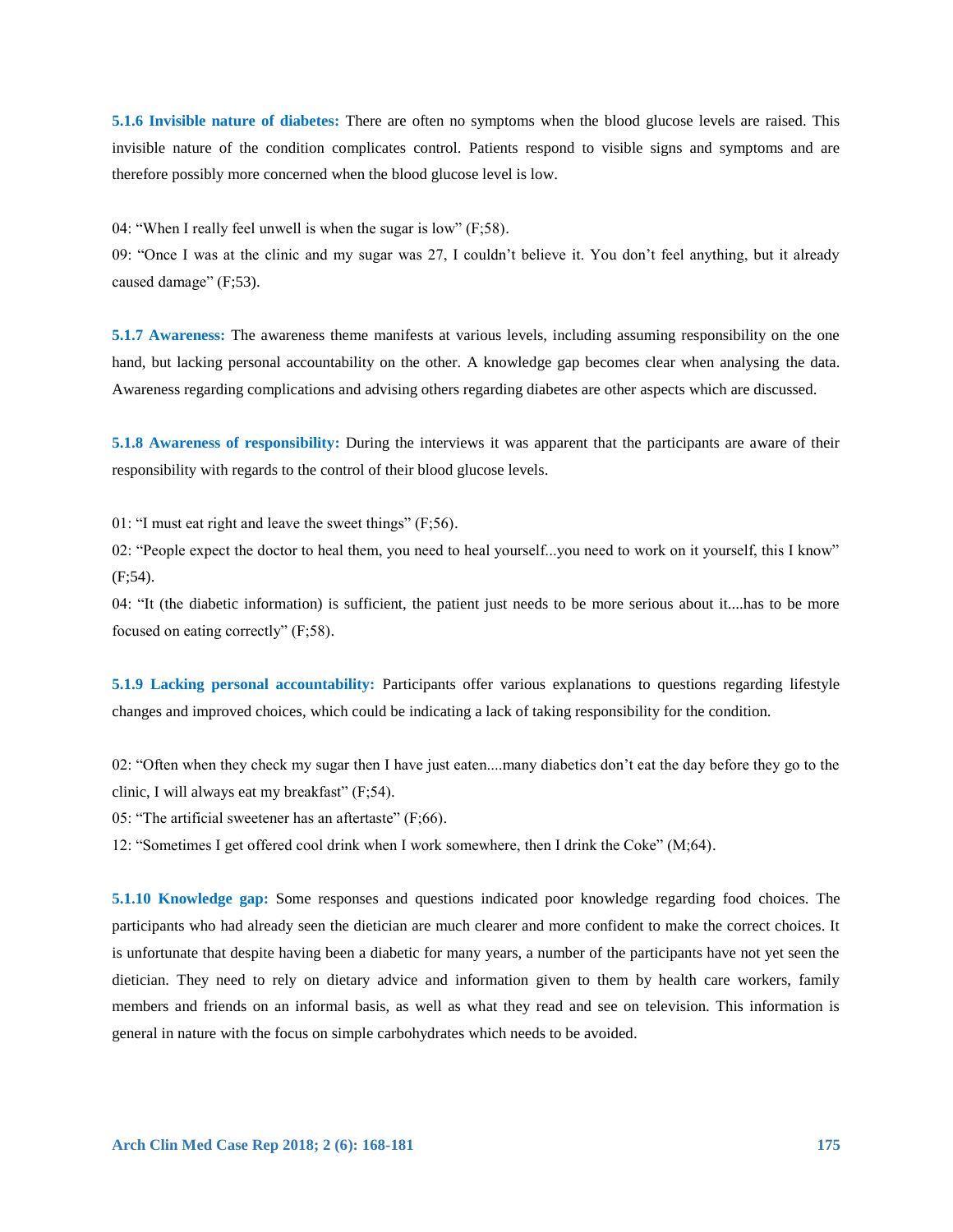**5.1.6 Invisible nature of diabetes:** There are often no symptoms when the blood glucose levels are raised. This invisible nature of the condition complicates control. Patients respond to visible signs and symptoms and are therefore possibly more concerned when the blood glucose level is low.

04: "When I really feel unwell is when the sugar is low" (F;58).

09: "Once I was at the clinic and my sugar was 27, I couldn't believe it. You don't feel anything, but it already caused damage" (F;53).

**5.1.7 Awareness:** The awareness theme manifests at various levels, including assuming responsibility on the one hand, but lacking personal accountability on the other. A knowledge gap becomes clear when analysing the data. Awareness regarding complications and advising others regarding diabetes are other aspects which are discussed.

**5.1.8 Awareness of responsibility:** During the interviews it was apparent that the participants are aware of their responsibility with regards to the control of their blood glucose levels.

01: "I must eat right and leave the sweet things" (F;56).

02: "People expect the doctor to heal them, you need to heal yourself...you need to work on it yourself, this I know" (F;54).

04: "It (the diabetic information) is sufficient, the patient just needs to be more serious about it....has to be more focused on eating correctly" (F;58).

**5.1.9 Lacking personal accountability:** Participants offer various explanations to questions regarding lifestyle changes and improved choices, which could be indicating a lack of taking responsibility for the condition.

02: "Often when they check my sugar then I have just eaten....many diabetics don't eat the day before they go to the clinic, I will always eat my breakfast" (F;54).

05: "The artificial sweetener has an aftertaste" (F;66).

12: "Sometimes I get offered cool drink when I work somewhere, then I drink the Coke" (M;64).

**5.1.10 Knowledge gap:** Some responses and questions indicated poor knowledge regarding food choices. The participants who had already seen the dietician are much clearer and more confident to make the correct choices. It is unfortunate that despite having been a diabetic for many years, a number of the participants have not yet seen the dietician. They need to rely on dietary advice and information given to them by health care workers, family members and friends on an informal basis, as well as what they read and see on television. This information is general in nature with the focus on simple carbohydrates which needs to be avoided.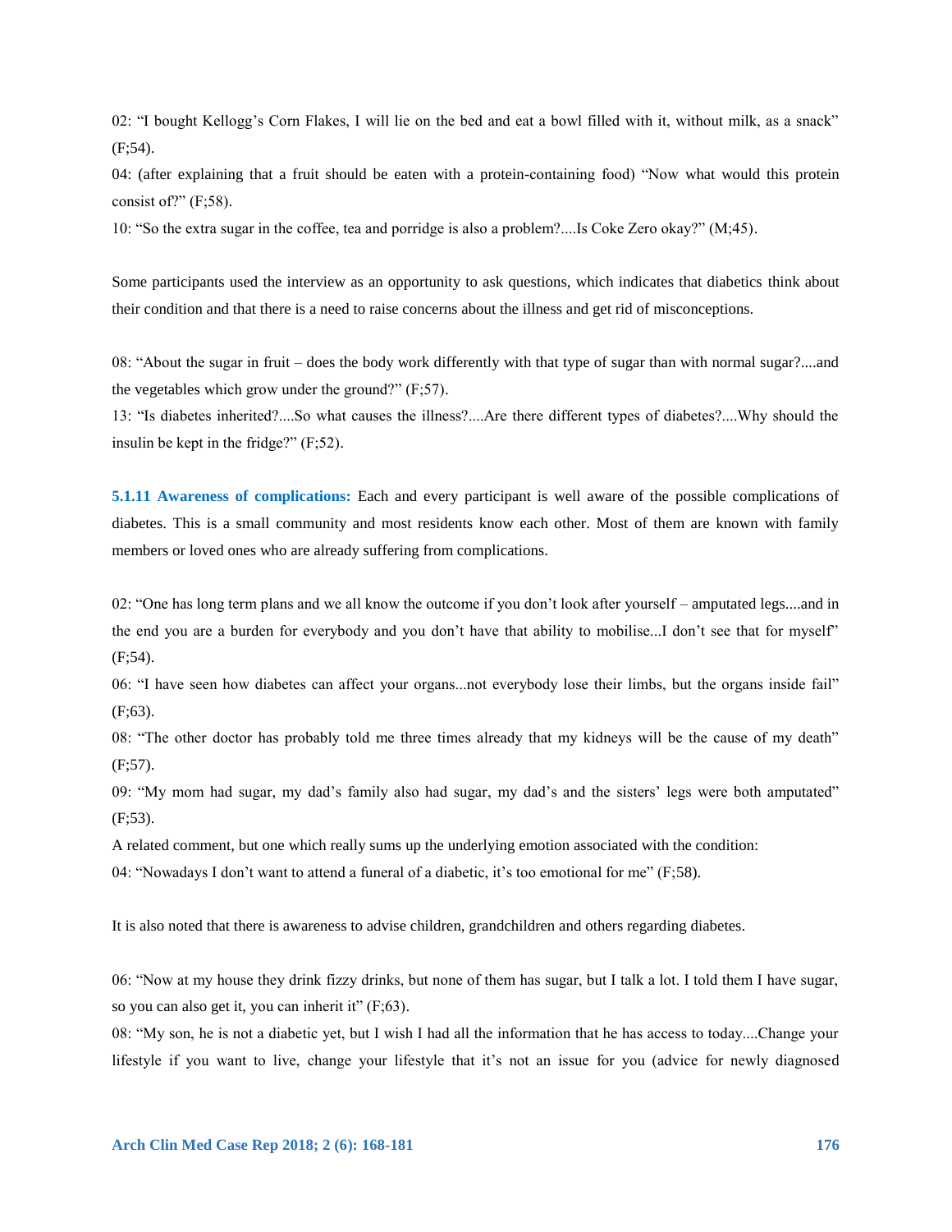02: “I bought Kellogg’s Corn Flakes, I will lie on the bed and eat a bowl filled with it, without milk, as a snack” (F;54).

04: (after explaining that a fruit should be eaten with a protein-containing food) “Now what would this protein consist of?” (F;58).

10: “So the extra sugar in the coffee, tea and porridge is also a problem?....Is Coke Zero okay?” (M;45).

Some participants used the interview as an opportunity to ask questions, which indicates that diabetics think about their condition and that there is a need to raise concerns about the illness and get rid of misconceptions.

08: “About the sugar in fruit – does the body work differently with that type of sugar than with normal sugar?....and the vegetables which grow under the ground?” (F;57).

13: “Is diabetes inherited?....So what causes the illness?....Are there different types of diabetes?....Why should the insulin be kept in the fridge?” (F;52).

**5.1.11 Awareness of complications:** Each and every participant is well aware of the possible complications of diabetes. This is a small community and most residents know each other. Most of them are known with family members or loved ones who are already suffering from complications.

02: “One has long term plans and we all know the outcome if you don’t look after yourself – amputated legs....and in the end you are a burden for everybody and you don’t have that ability to mobilise...I don’t see that for myself” (F;54).

06: “I have seen how diabetes can affect your organs...not everybody lose their limbs, but the organs inside fail” (F;63).

08: “The other doctor has probably told me three times already that my kidneys will be the cause of my death” (F;57).

09: “My mom had sugar, my dad’s family also had sugar, my dad’s and the sisters’ legs were both amputated” (F;53).

A related comment, but one which really sums up the underlying emotion associated with the condition:

04: “Nowadays I don’t want to attend a funeral of a diabetic, it’s too emotional for me” (F;58).

It is also noted that there is awareness to advise children, grandchildren and others regarding diabetes.

06: “Now at my house they drink fizzy drinks, but none of them has sugar, but I talk a lot. I told them I have sugar, so you can also get it, you can inherit it” (F;63).

08: “My son, he is not a diabetic yet, but I wish I had all the information that he has access to today....Change your lifestyle if you want to live, change your lifestyle that it’s not an issue for you (advice for newly diagnosed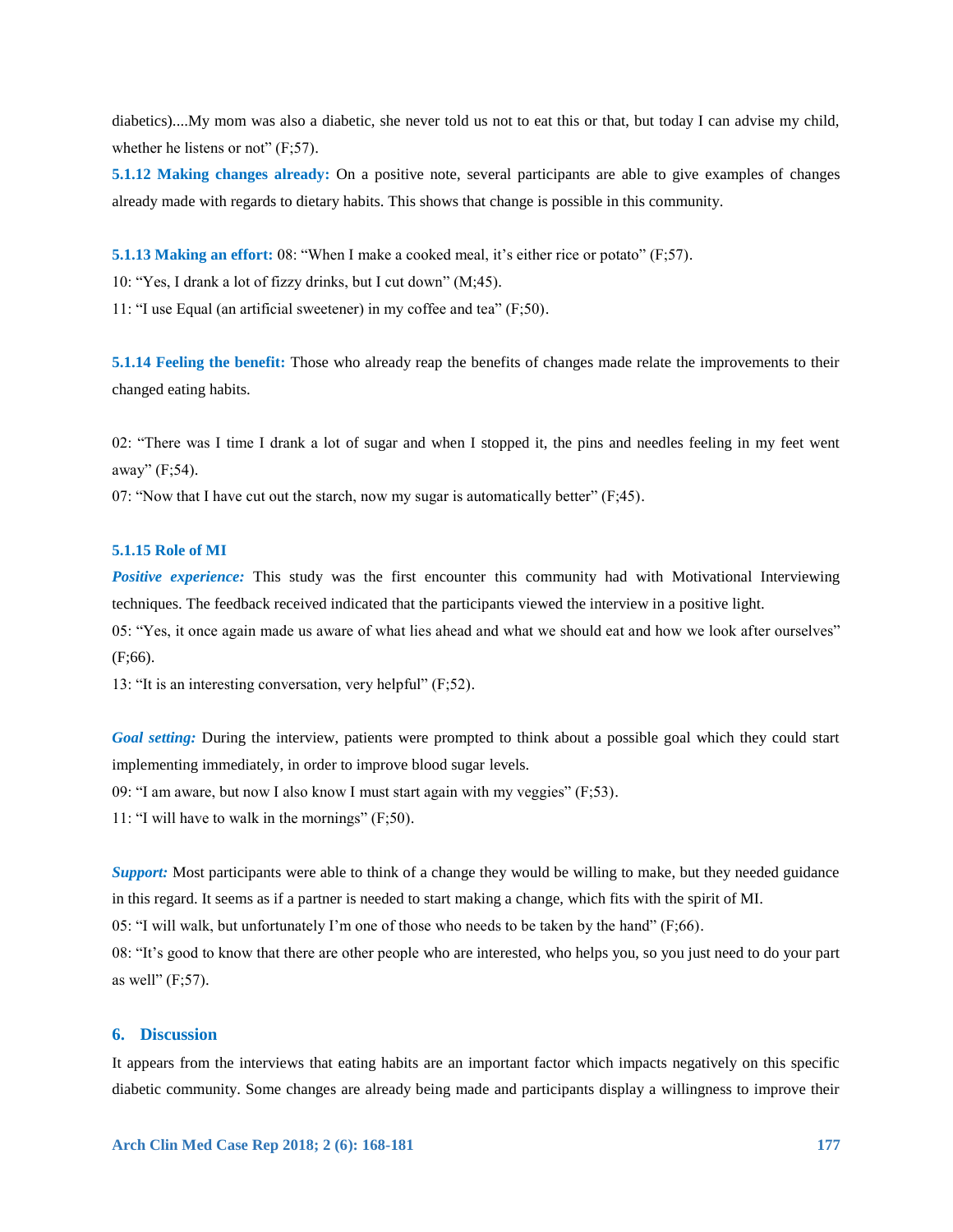diabetics)....My mom was also a diabetic, she never told us not to eat this or that, but today I can advise my child, whether he listens or not" (F;57).

**5.1.12 Making changes already:** On a positive note, several participants are able to give examples of changes already made with regards to dietary habits. This shows that change is possible in this community.

**5.1.13 Making an effort:** 08: "When I make a cooked meal, it's either rice or potato" (F;57).

10: "Yes, I drank a lot of fizzy drinks, but I cut down" (M;45).

11: "I use Equal (an artificial sweetener) in my coffee and tea" (F;50).

**5.1.14 Feeling the benefit:** Those who already reap the benefits of changes made relate the improvements to their changed eating habits.

02: "There was I time I drank a lot of sugar and when I stopped it, the pins and needles feeling in my feet went away" (F;54).

07: "Now that I have cut out the starch, now my sugar is automatically better" (F;45).

#### 5.1.15 Role of MI

***Positive experience:*** This study was the first encounter this community had with Motivational Interviewing techniques. The feedback received indicated that the participants viewed the interview in a positive light.

05: "Yes, it once again made us aware of what lies ahead and what we should eat and how we look after ourselves" (F;66).

13: "It is an interesting conversation, very helpful" (F;52).

***Goal setting:*** During the interview, patients were prompted to think about a possible goal which they could start implementing immediately, in order to improve blood sugar levels.

09: "I am aware, but now I also know I must start again with my veggies" (F;53).

11: "I will have to walk in the mornings" (F;50).

***Support:*** Most participants were able to think of a change they would be willing to make, but they needed guidance in this regard. It seems as if a partner is needed to start making a change, which fits with the spirit of MI.

05: "I will walk, but unfortunately I'm one of those who needs to be taken by the hand" (F;66).

08: "It's good to know that there are other people who are interested, who helps you, so you just need to do your part as well" (F;57).

## 6. Discussion

It appears from the interviews that eating habits are an important factor which impacts negatively on this specific diabetic community. Some changes are already being made and participants display a willingness to improve their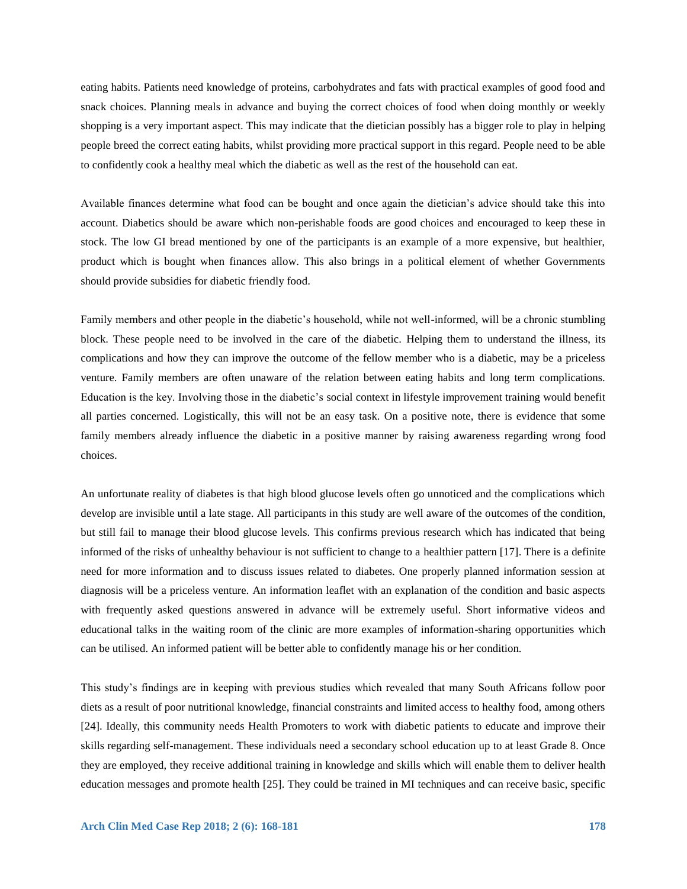eating habits. Patients need knowledge of proteins, carbohydrates and fats with practical examples of good food and snack choices. Planning meals in advance and buying the correct choices of food when doing monthly or weekly shopping is a very important aspect. This may indicate that the dietician possibly has a bigger role to play in helping people breed the correct eating habits, whilst providing more practical support in this regard. People need to be able to confidently cook a healthy meal which the diabetic as well as the rest of the household can eat.

Available finances determine what food can be bought and once again the dietician's advice should take this into account. Diabetics should be aware which non-perishable foods are good choices and encouraged to keep these in stock. The low GI bread mentioned by one of the participants is an example of a more expensive, but healthier, product which is bought when finances allow. This also brings in a political element of whether Governments should provide subsidies for diabetic friendly food.

Family members and other people in the diabetic's household, while not well-informed, will be a chronic stumbling block. These people need to be involved in the care of the diabetic. Helping them to understand the illness, its complications and how they can improve the outcome of the fellow member who is a diabetic, may be a priceless venture. Family members are often unaware of the relation between eating habits and long term complications. Education is the key. Involving those in the diabetic's social context in lifestyle improvement training would benefit all parties concerned. Logistically, this will not be an easy task. On a positive note, there is evidence that some family members already influence the diabetic in a positive manner by raising awareness regarding wrong food choices.

An unfortunate reality of diabetes is that high blood glucose levels often go unnoticed and the complications which develop are invisible until a late stage. All participants in this study are well aware of the outcomes of the condition, but still fail to manage their blood glucose levels. This confirms previous research which has indicated that being informed of the risks of unhealthy behaviour is not sufficient to change to a healthier pattern [17]. There is a definite need for more information and to discuss issues related to diabetes. One properly planned information session at diagnosis will be a priceless venture. An information leaflet with an explanation of the condition and basic aspects with frequently asked questions answered in advance will be extremely useful. Short informative videos and educational talks in the waiting room of the clinic are more examples of information-sharing opportunities which can be utilised. An informed patient will be better able to confidently manage his or her condition.

This study's findings are in keeping with previous studies which revealed that many South Africans follow poor diets as a result of poor nutritional knowledge, financial constraints and limited access to healthy food, among others [24]. Ideally, this community needs Health Promoters to work with diabetic patients to educate and improve their skills regarding self-management. These individuals need a secondary school education up to at least Grade 8. Once they are employed, they receive additional training in knowledge and skills which will enable them to deliver health education messages and promote health [25]. They could be trained in MI techniques and can receive basic, specific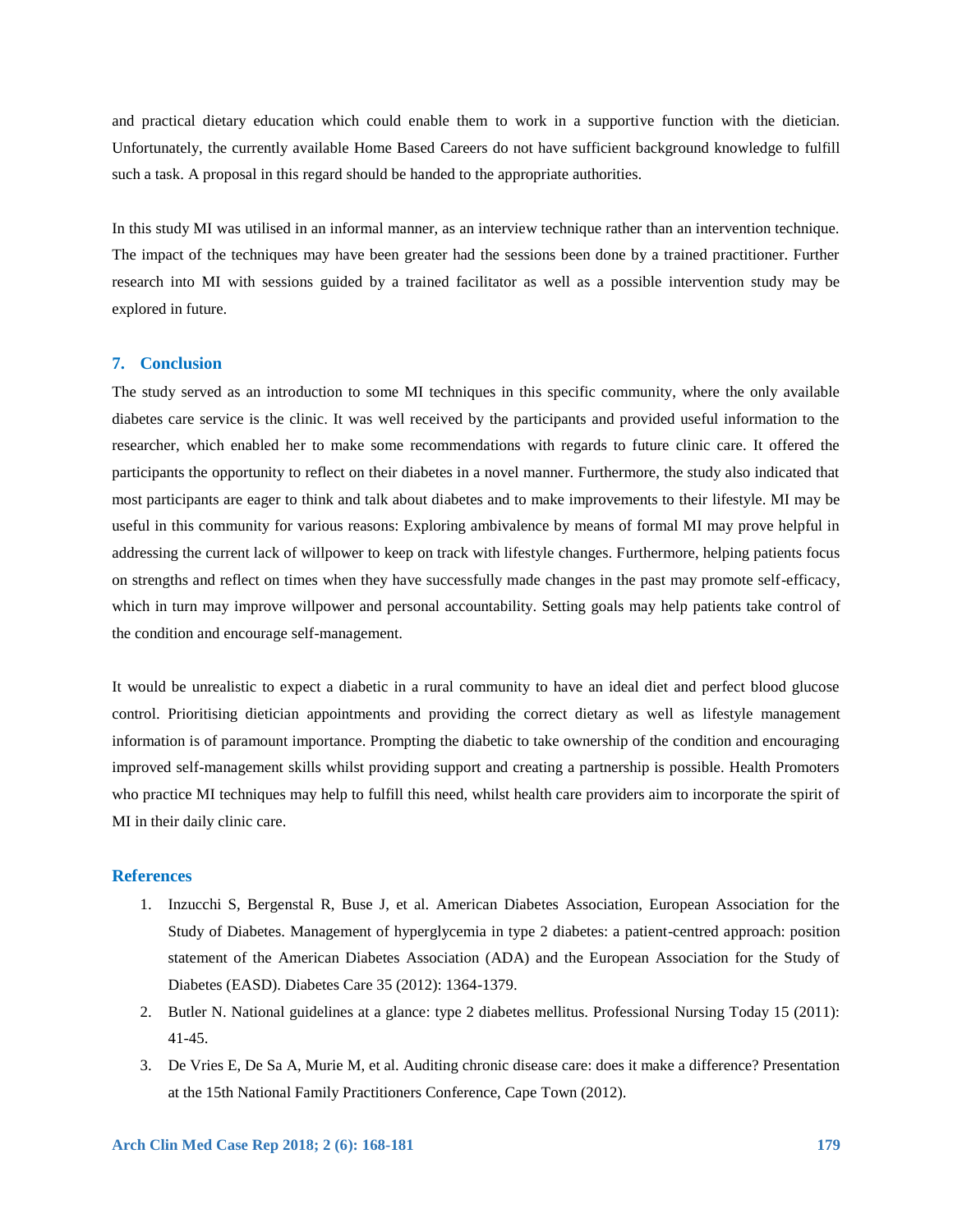and practical dietary education which could enable them to work in a supportive function with the dietician. Unfortunately, the currently available Home Based Careers do not have sufficient background knowledge to fulfill such a task. A proposal in this regard should be handed to the appropriate authorities.

In this study MI was utilised in an informal manner, as an interview technique rather than an intervention technique. The impact of the techniques may have been greater had the sessions been done by a trained practitioner. Further research into MI with sessions guided by a trained facilitator as well as a possible intervention study may be explored in future.

## 7. Conclusion

The study served as an introduction to some MI techniques in this specific community, where the only available diabetes care service is the clinic. It was well received by the participants and provided useful information to the researcher, which enabled her to make some recommendations with regards to future clinic care. It offered the participants the opportunity to reflect on their diabetes in a novel manner. Furthermore, the study also indicated that most participants are eager to think and talk about diabetes and to make improvements to their lifestyle. MI may be useful in this community for various reasons: Exploring ambivalence by means of formal MI may prove helpful in addressing the current lack of willpower to keep on track with lifestyle changes. Furthermore, helping patients focus on strengths and reflect on times when they have successfully made changes in the past may promote self-efficacy, which in turn may improve willpower and personal accountability. Setting goals may help patients take control of the condition and encourage self-management.

It would be unrealistic to expect a diabetic in a rural community to have an ideal diet and perfect blood glucose control. Prioritising dietician appointments and providing the correct dietary as well as lifestyle management information is of paramount importance. Prompting the diabetic to take ownership of the condition and encouraging improved self-management skills whilst providing support and creating a partnership is possible. Health Promoters who practice MI techniques may help to fulfill this need, whilst health care providers aim to incorporate the spirit of MI in their daily clinic care.

## References

1. Inzucchi S, Bergenstal R, Buse J, et al. American Diabetes Association, European Association for the Study of Diabetes. Management of hyperglycemia in type 2 diabetes: a patient-centred approach: position statement of the American Diabetes Association (ADA) and the European Association for the Study of Diabetes (EASD). Diabetes Care 35 (2012): 1364-1379.
2. Butler N. National guidelines at a glance: type 2 diabetes mellitus. Professional Nursing Today 15 (2011): 41-45.
3. De Vries E, De Sa A, Murie M, et al. Auditing chronic disease care: does it make a difference? Presentation at the 15th National Family Practitioners Conference, Cape Town (2012).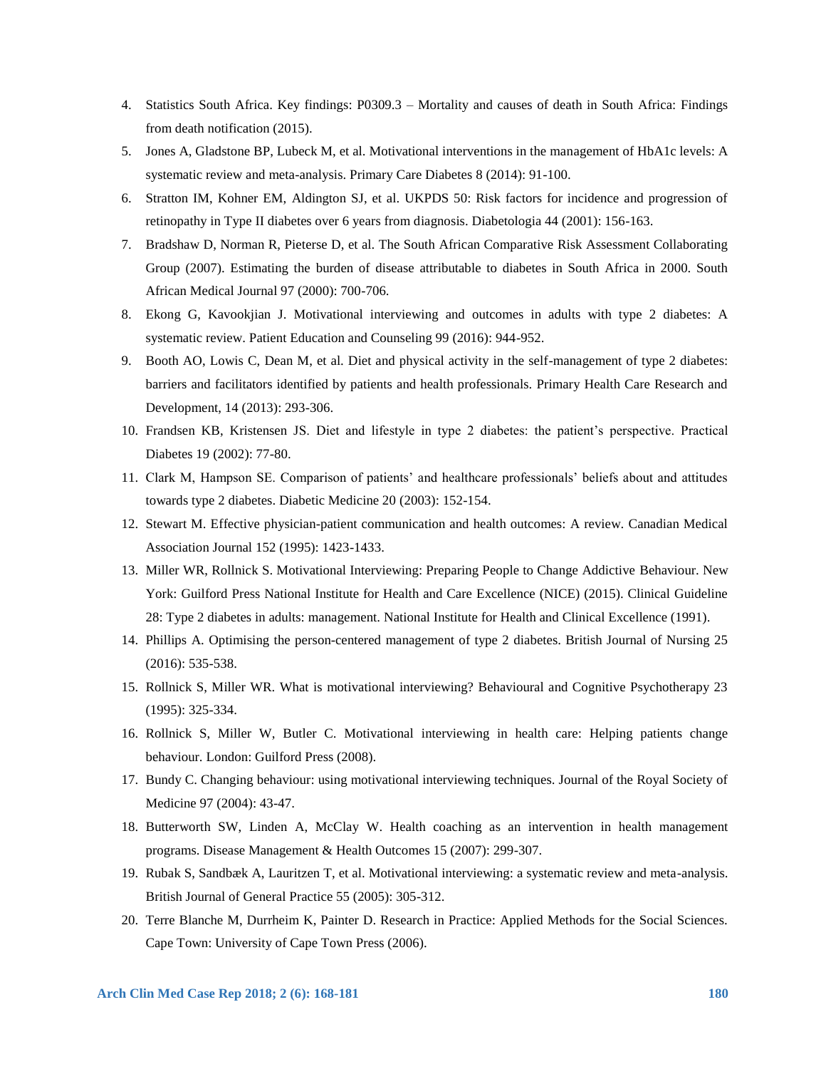4. Statistics South Africa. Key findings: P0309.3 – Mortality and causes of death in South Africa: Findings from death notification (2015).
5. Jones A, Gladstone BP, Lubeck M, et al. Motivational interventions in the management of HbA1c levels: A systematic review and meta-analysis. Primary Care Diabetes 8 (2014): 91-100.
6. Stratton IM, Kohner EM, Aldington SJ, et al. UKPDS 50: Risk factors for incidence and progression of retinopathy in Type II diabetes over 6 years from diagnosis. Diabetologia 44 (2001): 156-163.
7. Bradshaw D, Norman R, Pieterse D, et al. The South African Comparative Risk Assessment Collaborating Group (2007). Estimating the burden of disease attributable to diabetes in South Africa in 2000. South African Medical Journal 97 (2000): 700-706.
8. Ekong G, Kavookjian J. Motivational interviewing and outcomes in adults with type 2 diabetes: A systematic review. Patient Education and Counseling 99 (2016): 944-952.
9. Booth AO, Lowis C, Dean M, et al. Diet and physical activity in the self-management of type 2 diabetes: barriers and facilitators identified by patients and health professionals. Primary Health Care Research and Development, 14 (2013): 293-306.
10. Frandsen KB, Kristensen JS. Diet and lifestyle in type 2 diabetes: the patient's perspective. Practical Diabetes 19 (2002): 77-80.
11. Clark M, Hampson SE. Comparison of patients' and healthcare professionals' beliefs about and attitudes towards type 2 diabetes. Diabetic Medicine 20 (2003): 152-154.
12. Stewart M. Effective physician-patient communication and health outcomes: A review. Canadian Medical Association Journal 152 (1995): 1423-1433.
13. Miller WR, Rollnick S. Motivational Interviewing: Preparing People to Change Addictive Behaviour. New York: Guilford Press National Institute for Health and Care Excellence (NICE) (2015). Clinical Guideline 28: Type 2 diabetes in adults: management. National Institute for Health and Clinical Excellence (1991).
14. Phillips A. Optimising the person-centered management of type 2 diabetes. British Journal of Nursing 25 (2016): 535-538.
15. Rollnick S, Miller WR. What is motivational interviewing? Behavioural and Cognitive Psychotherapy 23 (1995): 325-334.
16. Rollnick S, Miller W, Butler C. Motivational interviewing in health care: Helping patients change behaviour. London: Guilford Press (2008).
17. Bundy C. Changing behaviour: using motivational interviewing techniques. Journal of the Royal Society of Medicine 97 (2004): 43-47.
18. Butterworth SW, Linden A, McClay W. Health coaching as an intervention in health management programs. Disease Management & Health Outcomes 15 (2007): 299-307.
19. Rubak S, Sandbæk A, Lauritzen T, et al. Motivational interviewing: a systematic review and meta-analysis. British Journal of General Practice 55 (2005): 305-312.
20. Terre Blanche M, Durrheim K, Painter D. Research in Practice: Applied Methods for the Social Sciences. Cape Town: University of Cape Town Press (2006).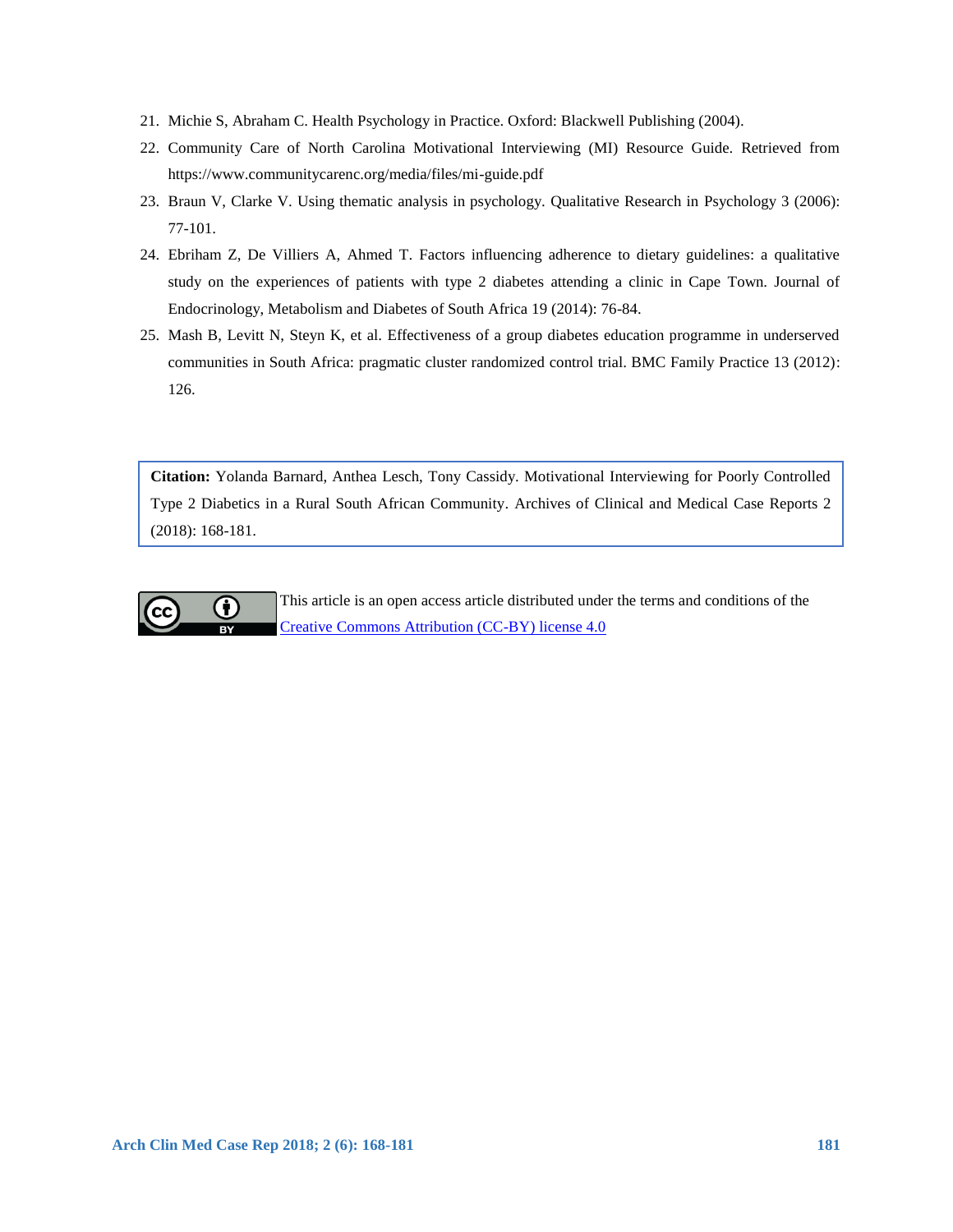21. Michie S, Abraham C. Health Psychology in Practice. Oxford: Blackwell Publishing (2004).
22. Community Care of North Carolina Motivational Interviewing (MI) Resource Guide. Retrieved from https://www.communitycarenc.org/media/files/mi-guide.pdf
23. Braun V, Clarke V. Using thematic analysis in psychology. Qualitative Research in Psychology 3 (2006): 77-101.
24. Ebriham Z, De Villiers A, Ahmed T. Factors influencing adherence to dietary guidelines: a qualitative study on the experiences of patients with type 2 diabetes attending a clinic in Cape Town. Journal of Endocrinology, Metabolism and Diabetes of South Africa 19 (2014): 76-84.
25. Mash B, Levitt N, Steyn K, et al. Effectiveness of a group diabetes education programme in underserved communities in South Africa: pragmatic cluster randomized control trial. BMC Family Practice 13 (2012): 126.

**Citation:** Yolanda Barnard, Anthea Lesch, Tony Cassidy. Motivational Interviewing for Poorly Controlled Type 2 Diabetics in a Rural South African Community. Archives of Clinical and Medical Case Reports 2 (2018): 168-181.

This article is an open access article distributed under the terms and conditions of the [Creative Commons Attribution (CC-BY) license 4.0]